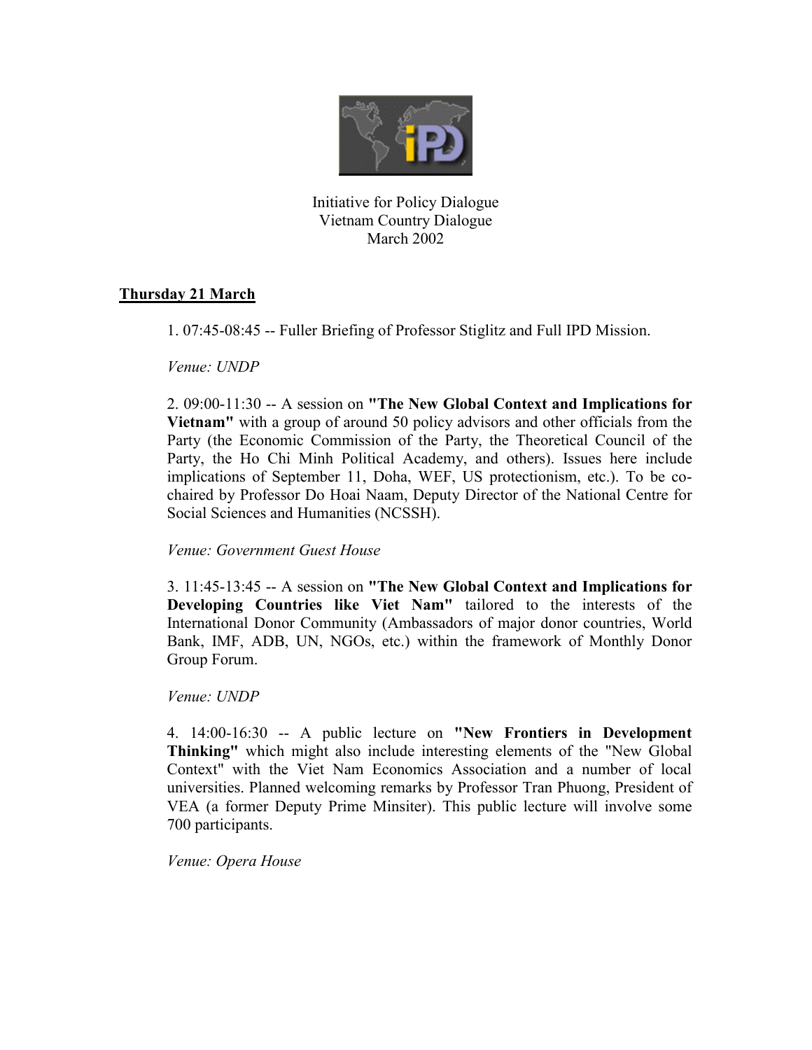Initiative for Policy Dialogue
Vietnam Country Dialogue
March 2002

## Thursday 21 March

1. 07:45-08:45 -- Fuller Briefing of Professor Stiglitz and Full IPD Mission.

*Venue: UNDP*

2. 09:00-11:30 -- A session on **"The New Global Context and Implications for Vietnam"** with a group of around 50 policy advisors and other officials from the Party (the Economic Commission of the Party, the Theoretical Council of the Party, the Ho Chi Minh Political Academy, and others). Issues here include implications of September 11, Doha, WEF, US protectionism, etc.). To be co-chaired by Professor Do Hoai Naam, Deputy Director of the National Centre for Social Sciences and Humanities (NCSSH).

*Venue: Government Guest House*

3. 11:45-13:45 -- A session on **"The New Global Context and Implications for Developing Countries like Viet Nam"** tailored to the interests of the International Donor Community (Ambassadors of major donor countries, World Bank, IMF, ADB, UN, NGOs, etc.) within the framework of Monthly Donor Group Forum.

*Venue: UNDP*

4. 14:00-16:30 -- A public lecture on **"New Frontiers in Development Thinking"** which might also include interesting elements of the "New Global Context" with the Viet Nam Economics Association and a number of local universities. Planned welcoming remarks by Professor Tran Phuong, President of VEA (a former Deputy Prime Minsiter). This public lecture will involve some 700 participants.

*Venue: Opera House*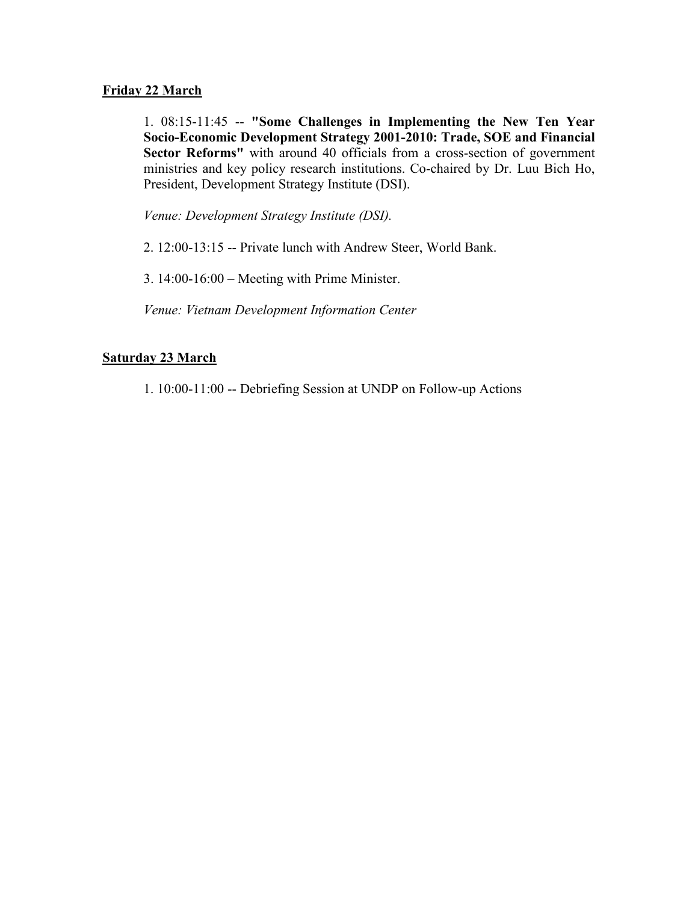**Friday 22 March**

1. 08:15-11:45 -- **"Some Challenges in Implementing the New Ten Year Socio-Economic Development Strategy 2001-2010: Trade, SOE and Financial Sector Reforms"** with around 40 officials from a cross-section of government ministries and key policy research institutions. Co-chaired by Dr. Luu Bich Ho, President, Development Strategy Institute (DSI).

   *Venue: Development Strategy Institute (DSI).*

2. 12:00-13:15 -- Private lunch with Andrew Steer, World Bank.

3. 14:00-16:00 – Meeting with Prime Minister.

   *Venue: Vietnam Development Information Center*

**Saturday 23 March**

1. 10:00-11:00 -- Debriefing Session at UNDP on Follow-up Actions